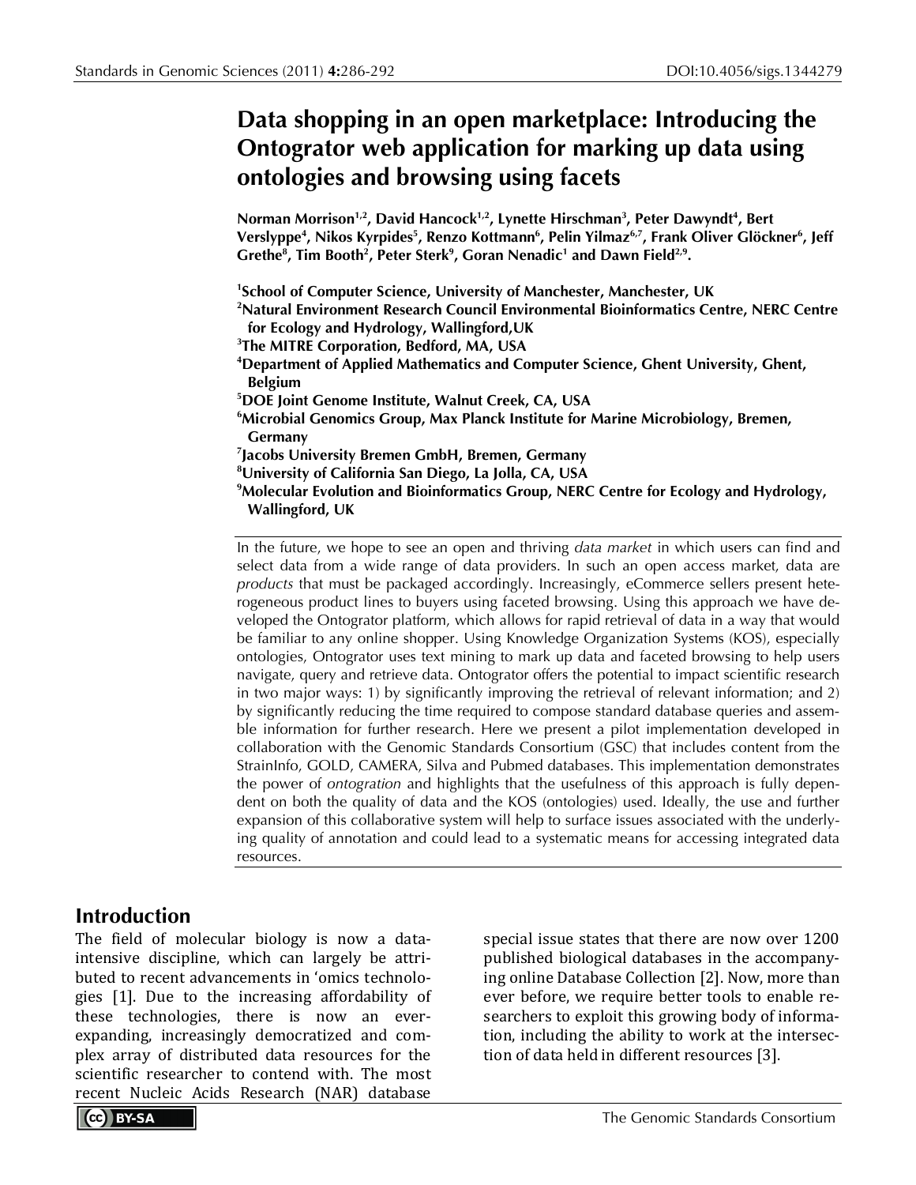# Data shopping in an open marketplace: Introducing the Ontogrator web application for marking up data using ontologies and browsing using facets

**Norman Morrison[1,2], David Hancock[1,2], Lynette Hirschman[3], Peter Dawyndt[4], Bert Verslyppe[4], Nikos Kyrpides[5], Renzo Kottmann[6], Pelin Yilmaz[6,7], Frank Oliver Glöckner[6], Jeff Grethe[8], Tim Booth[2], Peter Sterk[9], Goran Nenadic[1] and Dawn Field[2,9].**

[1]School of Computer Science, University of Manchester, Manchester, UK
[2]Natural Environment Research Council Environmental Bioinformatics Centre, NERC Centre for Ecology and Hydrology, Wallingford,UK
[3]The MITRE Corporation, Bedford, MA, USA
[4]Department of Applied Mathematics and Computer Science, Ghent University, Ghent, Belgium
[5]DOE Joint Genome Institute, Walnut Creek, CA, USA
[6]Microbial Genomics Group, Max Planck Institute for Marine Microbiology, Bremen, Germany
[7]Jacobs University Bremen GmbH, Bremen, Germany
[8]University of California San Diego, La Jolla, CA, USA
[9]Molecular Evolution and Bioinformatics Group, NERC Centre for Ecology and Hydrology, Wallingford, UK

In the future, we hope to see an open and thriving *data market* in which users can find and select data from a wide range of data providers. In such an open access market, data are *products* that must be packaged accordingly. Increasingly, eCommerce sellers present heterogeneous product lines to buyers using faceted browsing. Using this approach we have developed the Ontogrator platform, which allows for rapid retrieval of data in a way that would be familiar to any online shopper. Using Knowledge Organization Systems (KOS), especially ontologies, Ontogrator uses text mining to mark up data and faceted browsing to help users navigate, query and retrieve data. Ontogrator offers the potential to impact scientific research in two major ways: 1) by significantly improving the retrieval of relevant information; and 2) by significantly reducing the time required to compose standard database queries and assemble information for further research. Here we present a pilot implementation developed in collaboration with the Genomic Standards Consortium (GSC) that includes content from the StrainInfo, GOLD, CAMERA, Silva and Pubmed databases. This implementation demonstrates the power of *ontogration* and highlights that the usefulness of this approach is fully dependent on both the quality of data and the KOS (ontologies) used. Ideally, the use and further expansion of this collaborative system will help to surface issues associated with the underlying quality of annotation and could lead to a systematic means for accessing integrated data resources.

## Introduction

The field of molecular biology is now a data-intensive discipline, which can largely be attributed to recent advancements in 'omics technologies [1]. Due to the increasing affordability of these technologies, there is now an ever-expanding, increasingly democratized and complex array of distributed data resources for the scientific researcher to contend with. The most recent Nucleic Acids Research (NAR) database special issue states that there are now over 1200 published biological databases in the accompanying online Database Collection [2]. Now, more than ever before, we require better tools to enable researchers to exploit this growing body of information, including the ability to work at the intersection of data held in different resources [3].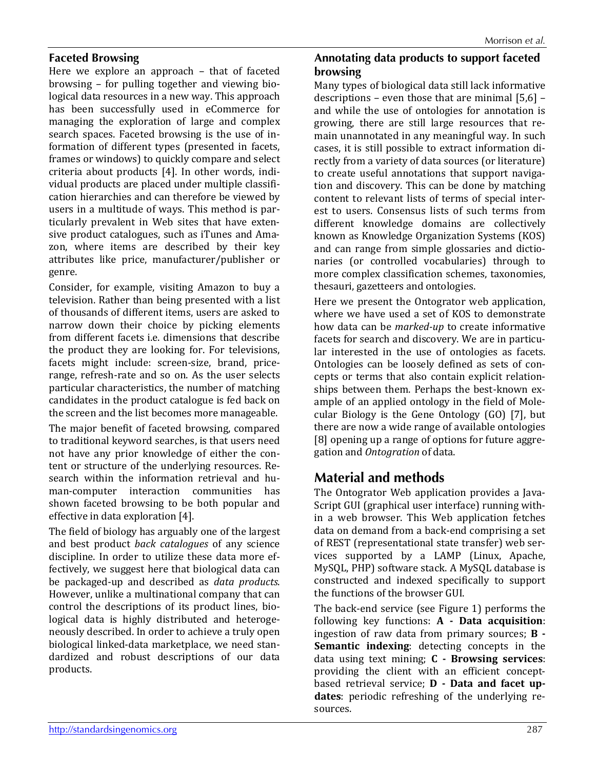## Faceted Browsing

Here we explore an approach – that of faceted browsing – for pulling together and viewing biological data resources in a new way. This approach has been successfully used in eCommerce for managing the exploration of large and complex search spaces. Faceted browsing is the use of information of different types (presented in facets, frames or windows) to quickly compare and select criteria about products [4]. In other words, individual products are placed under multiple classification hierarchies and can therefore be viewed by users in a multitude of ways. This method is particularly prevalent in Web sites that have extensive product catalogues, such as iTunes and Amazon, where items are described by their key attributes like price, manufacturer/publisher or genre.

Consider, for example, visiting Amazon to buy a television. Rather than being presented with a list of thousands of different items, users are asked to narrow down their choice by picking elements from different facets i.e. dimensions that describe the product they are looking for. For televisions, facets might include: screen-size, brand, price-range, refresh-rate and so on. As the user selects particular characteristics, the number of matching candidates in the product catalogue is fed back on the screen and the list becomes more manageable.

The major benefit of faceted browsing, compared to traditional keyword searches, is that users need not have any prior knowledge of either the content or structure of the underlying resources. Research within the information retrieval and human-computer interaction communities has shown faceted browsing to be both popular and effective in data exploration [4].

The field of biology has arguably one of the largest and best product *back catalogues* of any science discipline. In order to utilize these data more effectively, we suggest here that biological data can be packaged-up and described as *data products*. However, unlike a multinational company that can control the descriptions of its product lines, biological data is highly distributed and heterogeneously described. In order to achieve a truly open biological linked-data marketplace, we need standardized and robust descriptions of our data products.

## Annotating data products to support faceted browsing

Many types of biological data still lack informative descriptions – even those that are minimal [5,6] – and while the use of ontologies for annotation is growing, there are still large resources that remain unannotated in any meaningful way. In such cases, it is still possible to extract information directly from a variety of data sources (or literature) to create useful annotations that support navigation and discovery. This can be done by matching content to relevant lists of terms of special interest to users. Consensus lists of such terms from different knowledge domains are collectively known as Knowledge Organization Systems (KOS) and can range from simple glossaries and dictionaries (or controlled vocabularies) through to more complex classification schemes, taxonomies, thesauri, gazetteers and ontologies.

Here we present the Ontogrator web application, where we have used a set of KOS to demonstrate how data can be *marked-up* to create informative facets for search and discovery. We are in particular interested in the use of ontologies as facets. Ontologies can be loosely defined as sets of concepts or terms that also contain explicit relationships between them. Perhaps the best-known example of an applied ontology in the field of Molecular Biology is the Gene Ontology (GO) [7], but there are now a wide range of available ontologies [8] opening up a range of options for future aggregation and *Ontogration* of data.

# Material and methods

The Ontogrator Web application provides a JavaScript GUI (graphical user interface) running within a web browser. This Web application fetches data on demand from a back-end comprising a set of REST (representational state transfer) web services supported by a LAMP (Linux, Apache, MySQL, PHP) software stack. A MySQL database is constructed and indexed specifically to support the functions of the browser GUI.

The back-end service (see Figure 1) performs the following key functions: **A - Data acquisition**: ingestion of raw data from primary sources; **B - Semantic indexing**: detecting concepts in the data using text mining; **C - Browsing services**: providing the client with an efficient concept-based retrieval service; **D - Data and facet updates**: periodic refreshing of the underlying resources.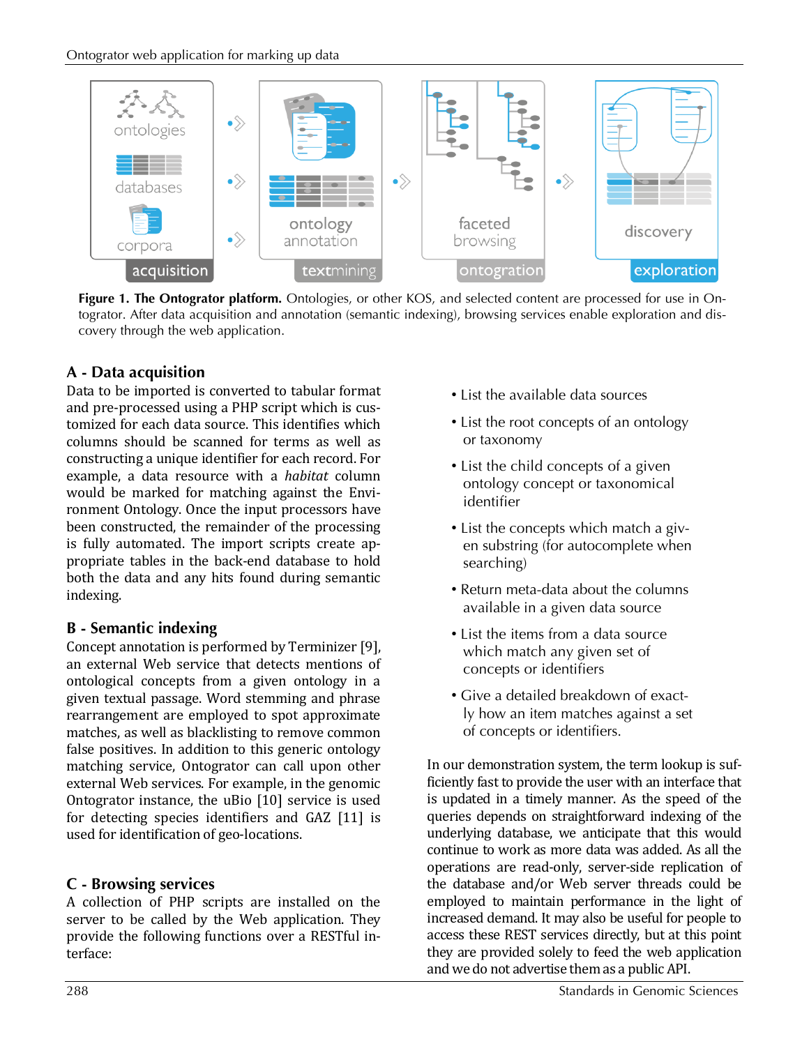**Figure 1. The Ontogrator platform.** Ontologies, or other KOS, and selected content are processed for use in Ontogrator. After data acquisition and annotation (semantic indexing), browsing services enable exploration and discovery through the web application.

## A - Data acquisition

Data to be imported is converted to tabular format and pre-processed using a PHP script which is customized for each data source. This identifies which columns should be scanned for terms as well as constructing a unique identifier for each record. For example, a data resource with a *habitat* column would be marked for matching against the Environment Ontology. Once the input processors have been constructed, the remainder of the processing is fully automated. The import scripts create appropriate tables in the back-end database to hold both the data and any hits found during semantic indexing.

## B - Semantic indexing

Concept annotation is performed by Terminizer [9], an external Web service that detects mentions of ontological concepts from a given ontology in a given textual passage. Word stemming and phrase rearrangement are employed to spot approximate matches, as well as blacklisting to remove common false positives. In addition to this generic ontology matching service, Ontogrator can call upon other external Web services. For example, in the genomic Ontogrator instance, the uBio [10] service is used for detecting species identifiers and GAZ [11] is used for identification of geo-locations.

## C - Browsing services

A collection of PHP scripts are installed on the server to be called by the Web application. They provide the following functions over a RESTful interface:

- List the available data sources
- List the root concepts of an ontology or taxonomy
- List the child concepts of a given ontology concept or taxonomical identifier
- List the concepts which match a given substring (for autocomplete when searching)
- Return meta-data about the columns available in a given data source
- List the items from a data source which match any given set of concepts or identifiers
- Give a detailed breakdown of exactly how an item matches against a set of concepts or identifiers.

In our demonstration system, the term lookup is sufficiently fast to provide the user with an interface that is updated in a timely manner. As the speed of the queries depends on straightforward indexing of the underlying database, we anticipate that this would continue to work as more data was added. As all the operations are read-only, server-side replication of the database and/or Web server threads could be employed to maintain performance in the light of increased demand. It may also be useful for people to access these REST services directly, but at this point they are provided solely to feed the web application and we do not advertise them as a public API.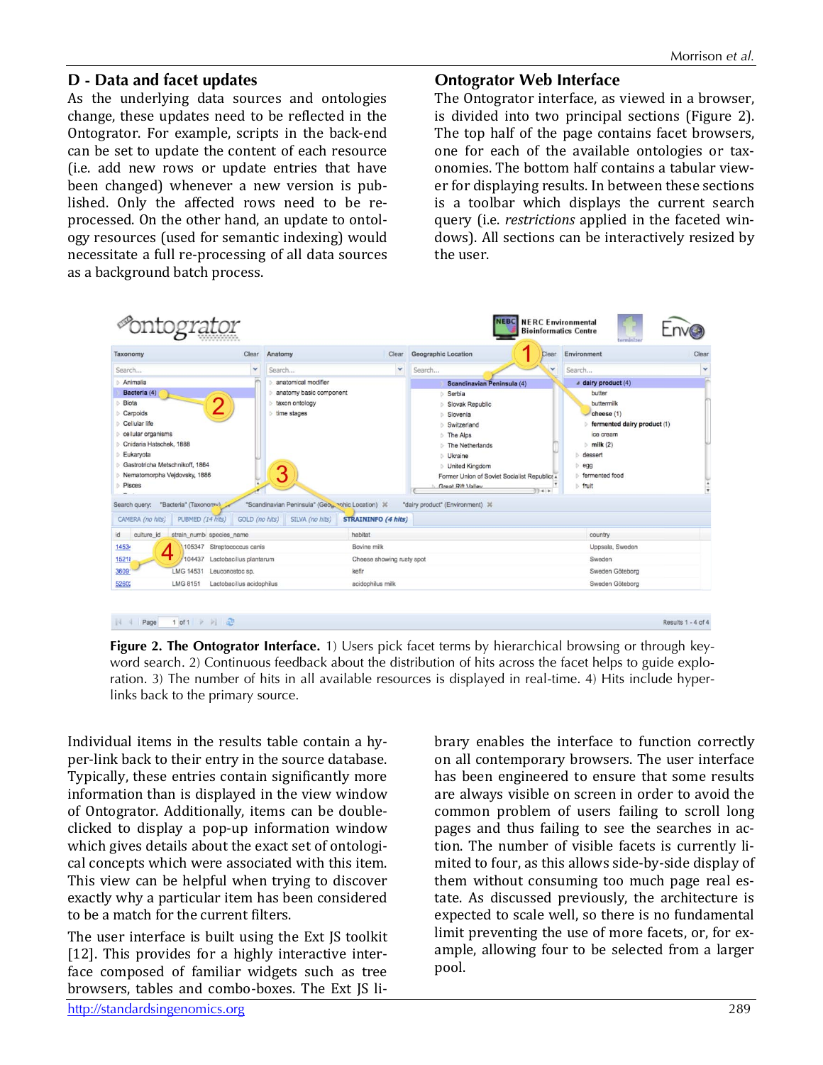## D - Data and facet updates

As the underlying data sources and ontologies change, these updates need to be reflected in the Ontogratror. For example, scripts in the back-end can be set to update the content of each resource (i.e. add new rows or update entries that have been changed) whenever a new version is published. Only the affected rows need to be reprocessed. On the other hand, an update to ontology resources (used for semantic indexing) would necessitate a full re-processing of all data sources as a background batch process.

## Ontograror Web Interface

The Ontograror interface, as viewed in a browser, is divided into two principal sections (Figure 2). The top half of the page contains facet browsers, one for each of the available ontologies or taxonomies. The bottom half contains a tabular viewer for displaying results. In between these sections is a toolbar which displays the current search query (i.e. *restrictions* applied in the faceted windows). All sections can be interactively resized by the user.

**Figure 2. The Ontograror Interface.** 1) Users pick facet terms by hierarchical browsing or through keyword search. 2) Continuous feedback about the distribution of hits across the facet helps to guide exploration. 3) The number of hits in all available resources is displayed in real-time. 4) Hits include hyperlinks back to the primary source.

Individual items in the results table contain a hyper-link back to their entry in the source database. Typically, these entries contain significantly more information than is displayed in the view window of Ontograror. Additionally, items can be double-clicked to display a pop-up information window which gives details about the exact set of ontological concepts which were associated with this item. This view can be helpful when trying to discover exactly why a particular item has been considered to be a match for the current filters.

The user interface is built using the Ext JS toolkit [12]. This provides for a highly interactive interface composed of familiar widgets such as tree browsers, tables and combo-boxes. The Ext JS library enables the interface to function correctly on all contemporary browsers. The user interface has been engineered to ensure that some results are always visible on screen in order to avoid the common problem of users failing to scroll long pages and thus failing to see the searches in action. The number of visible facets is currently limited to four, as this allows side-by-side display of them without consuming too much page real estate. As discussed previously, the architecture is expected to scale well, so there is no fundamental limit preventing the use of more facets, or, for example, allowing four to be selected from a larger pool.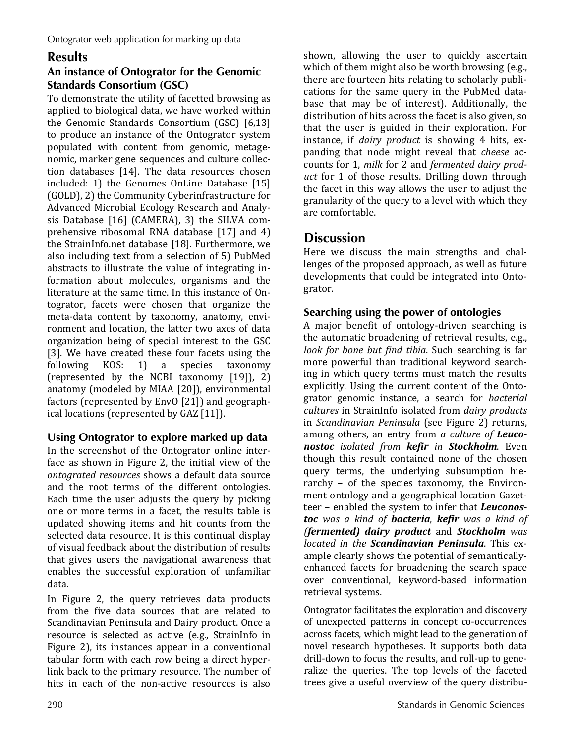## Results

### An instance of Ontogrator for the Genomic Standards Consortium (GSC)

To demonstrate the utility of facetted browsing as applied to biological data, we have worked within the Genomic Standards Consortium (GSC) [6,13] to produce an instance of the Ontogrator system populated with content from genomic, metagenomic, marker gene sequences and culture collection databases [14]. The data resources chosen included: 1) the Genomes OnLine Database [15] (GOLD), 2) the Community Cyberinfrastructure for Advanced Microbial Ecology Research and Analysis Database [16] (CAMERA), 3) the SILVA comprehensive ribosomal RNA database [17] and 4) the StrainInfo.net database [18]. Furthermore, we also including text from a selection of 5) PubMed abstracts to illustrate the value of integrating information about molecules, organisms and the literature at the same time. In this instance of Ontogrator, facets were chosen that organize the meta-data content by taxonomy, anatomy, environment and location, the latter two axes of data organization being of special interest to the GSC [3]. We have created these four facets using the following KOS: 1) a species taxonomy (represented by the NCBI taxonomy [19]), 2) anatomy (modeled by MIAA [20]), environmental factors (represented by EnvO [21]) and geographical locations (represented by GAZ [11]).

### Using Ontogrator to explore marked up data

In the screenshot of the Ontogrator online interface as shown in Figure 2, the initial view of the *ontograted resources* shows a default data source and the root terms of the different ontologies. Each time the user adjusts the query by picking one or more terms in a facet, the results table is updated showing items and hit counts from the selected data resource. It is this continual display of visual feedback about the distribution of results that gives users the navigational awareness that enables the successful exploration of unfamiliar data.

In Figure 2, the query retrieves data products from the five data sources that are related to Scandinavian Peninsula and Dairy product. Once a resource is selected as active (e.g., StrainInfo in Figure 2), its instances appear in a conventional tabular form with each row being a direct hyperlink back to the primary resource. The number of hits in each of the non-active resources is also shown, allowing the user to quickly ascertain which of them might also be worth browsing (e.g., there are fourteen hits relating to scholarly publications for the same query in the PubMed database that may be of interest). Additionally, the distribution of hits across the facet is also given, so that the user is guided in their exploration. For instance, if *dairy product* is showing 4 hits, expanding that node might reveal that *cheese* accounts for 1, *milk* for 2 and *fermented dairy product* for 1 of those results. Drilling down through the facet in this way allows the user to adjust the granularity of the query to a level with which they are comfortable.

## Discussion

Here we discuss the main strengths and challenges of the proposed approach, as well as future developments that could be integrated into Ontogrator.

### Searching using the power of ontologies

A major benefit of ontology-driven searching is the automatic broadening of retrieval results, e.g., *look for bone but find tibia*. Such searching is far more powerful than traditional keyword searching in which query terms must match the results explicitly. Using the current content of the Ontogrator genomic instance, a search for *bacterial cultures* in StrainInfo isolated from *dairy products* in *Scandinavian Peninsula* (see Figure 2) returns, among others, an entry from *a culture of **Leuconostoc** isolated from **kefir** in **Stockholm***. Even though this result contained none of the chosen query terms, the underlying subsumption hierarchy – of the species taxonomy, the Environment ontology and a geographical location Gazetteer – enabled the system to infer that ***Leuconostoc** was a kind of **bacteria**, **kefir** was a kind of **(fermented) dairy product*** and ***Stockholm** was located in the **Scandinavian Peninsula***. This example clearly shows the potential of semantically-enhanced facets for broadening the search space over conventional, keyword-based information retrieval systems.

Ontogrator facilitates the exploration and discovery of unexpected patterns in concept co-occurrences across facets, which might lead to the generation of novel research hypotheses. It supports both data drill-down to focus the results, and roll-up to generalize the queries. The top levels of the faceted trees give a useful overview of the query distribu-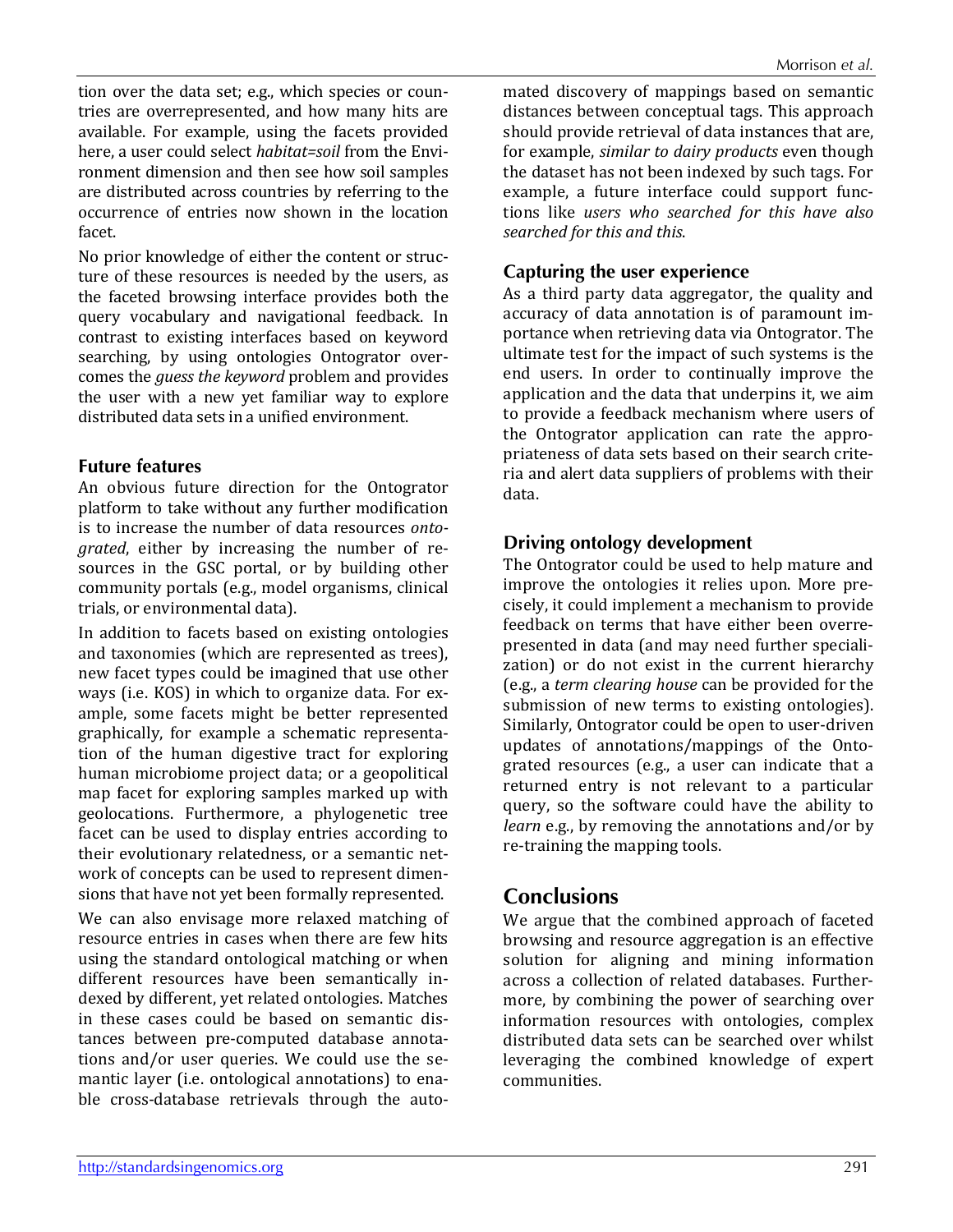tion over the data set; e.g., which species or countries are overrepresented, and how many hits are available. For example, using the facets provided here, a user could select *habitat=soil* from the Environment dimension and then see how soil samples are distributed across countries by referring to the occurrence of entries now shown in the location facet.

No prior knowledge of either the content or structure of these resources is needed by the users, as the faceted browsing interface provides both the query vocabulary and navigational feedback. In contrast to existing interfaces based on keyword searching, by using ontologies Ontogrator overcomes the *guess the keyword* problem and provides the user with a new yet familiar way to explore distributed data sets in a unified environment.

### Future features

An obvious future direction for the Ontogrator platform to take without any further modification is to increase the number of data resources *ontograted*, either by increasing the number of resources in the GSC portal, or by building other community portals (e.g., model organisms, clinical trials, or environmental data).

In addition to facets based on existing ontologies and taxonomies (which are represented as trees), new facet types could be imagined that use other ways (i.e. KOS) in which to organize data. For example, some facets might be better represented graphically, for example a schematic representation of the human digestive tract for exploring human microbiome project data; or a geopolitical map facet for exploring samples marked up with geolocations. Furthermore, a phylogenetic tree facet can be used to display entries according to their evolutionary relatedness, or a semantic network of concepts can be used to represent dimensions that have not yet been formally represented.

We can also envisage more relaxed matching of resource entries in cases when there are few hits using the standard ontological matching or when different resources have been semantically indexed by different, yet related ontologies. Matches in these cases could be based on semantic distances between pre-computed database annotations and/or user queries. We could use the semantic layer (i.e. ontological annotations) to enable cross-database retrievals through the automated discovery of mappings based on semantic distances between conceptual tags. This approach should provide retrieval of data instances that are, for example, *similar to dairy products* even though the dataset has not been indexed by such tags. For example, a future interface could support functions like *users who searched for this have also searched for this and this*.

### Capturing the user experience

As a third party data aggregator, the quality and accuracy of data annotation is of paramount importance when retrieving data via Ontogrator. The ultimate test for the impact of such systems is the end users. In order to continually improve the application and the data that underpins it, we aim to provide a feedback mechanism where users of the Ontogrator application can rate the appropriateness of data sets based on their search criteria and alert data suppliers of problems with their data.

### Driving ontology development

The Ontogrator could be used to help mature and improve the ontologies it relies upon. More precisely, it could implement a mechanism to provide feedback on terms that have either been overrepresented in data (and may need further specialization) or do not exist in the current hierarchy (e.g., a *term clearing house* can be provided for the submission of new terms to existing ontologies). Similarly, Ontogrator could be open to user-driven updates of annotations/mappings of the Ontograted resources (e.g., a user can indicate that a returned entry is not relevant to a particular query, so the software could have the ability to *learn* e.g., by removing the annotations and/or by re-training the mapping tools.

## Conclusions

We argue that the combined approach of faceted browsing and resource aggregation is an effective solution for aligning and mining information across a collection of related databases. Furthermore, by combining the power of searching over information resources with ontologies, complex distributed data sets can be searched over whilst leveraging the combined knowledge of expert communities.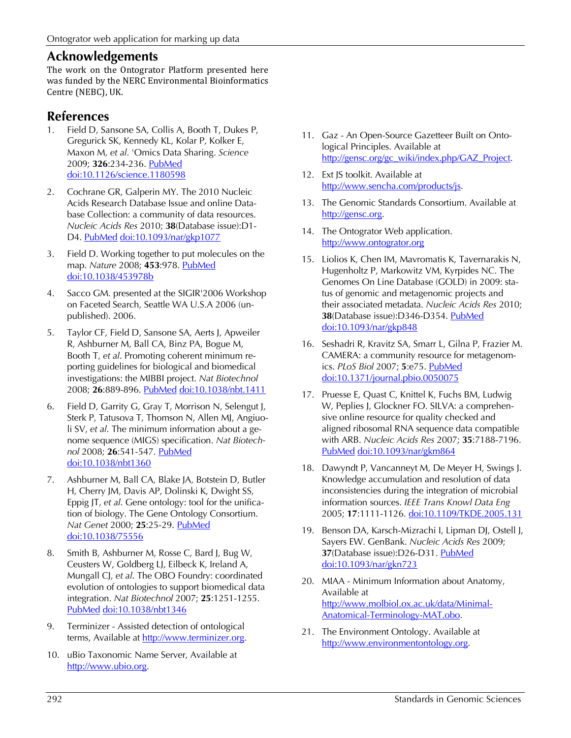## Acknowledgements

The work on the Ontogrator Platform presented here was funded by the NERC Environmental Bioinformatics Centre (NEBC), UK.

## References

1. Field D, Sansone SA, Collis A, Booth T, Dukes P, Gregurick SK, Kennedy KL, Kolar P, Kolker E, Maxon M, *et al*. 'Omics Data Sharing. *Science* 2009; **326**:234-236. PubMed doi:10.1126/science.1180598

2. Cochrane GR, Galperin MY. The 2010 Nucleic Acids Research Database Issue and online Database Collection: a community of data resources. *Nucleic Acids Res* 2010; **38**(Database issue):D1-D4. PubMed doi:10.1093/nar/gkp1077

3. Field D. Working together to put molecules on the map. *Nature* 2008; **453**:978. PubMed doi:10.1038/453978b

4. Sacco GM. presented at the SIGIR'2006 Workshop on Faceted Search, Seattle WA U.S.A 2006 (unpublished). 2006.

5. Taylor CF, Field D, Sansone SA, Aerts J, Apweiler R, Ashburner M, Ball CA, Binz PA, Bogue M, Booth T, *et al*. Promoting coherent minimum reporting guidelines for biological and biomedical investigations: the MIBBI project. *Nat Biotechnol* 2008; **26**:889-896. PubMed doi:10.1038/nbt.1411

6. Field D, Garrity G, Gray T, Morrison N, Selengut J, Sterk P, Tatusova T, Thomson N, Allen MJ, Angiuoli SV, *et al*. The minimum information about a genome sequence (MIGS) specification. *Nat Biotechnol* 2008; **26**:541-547. PubMed doi:10.1038/nbt1360

7. Ashburner M, Ball CA, Blake JA, Botstein D, Butler H, Cherry JM, Davis AP, Dolinski K, Dwight SS, Eppig JT, *et al*. Gene ontology: tool for the unification of biology. The Gene Ontology Consortium. *Nat Genet* 2000; **25**:25-29. PubMed doi:10.1038/75556

8. Smith B, Ashburner M, Rosse C, Bard J, Bug W, Ceusters W, Goldberg LJ, Eilbeck K, Ireland A, Mungall CJ, *et al*. The OBO Foundry: coordinated evolution of ontologies to support biomedical data integration. *Nat Biotechnol* 2007; **25**:1251-1255. PubMed doi:10.1038/nbt1346

9. Terminizer - Assisted detection of ontological terms, Available at http://www.terminizer.org.

10. uBio Taxonomic Name Server, Available at http://www.ubio.org.

11. Gaz - An Open-Source Gazetteer Built on Ontological Principles. Available at http://gensc.org/gc_wiki/index.php/GAZ_Project.

12. Ext JS toolkit. Available at http://www.sencha.com/products/js.

13. The Genomic Standards Consortium. Available at http://gensc.org.

14. The Ontogrator Web application. http://www.ontogrator.org

15. Liolios K, Chen IM, Mavromatis K, Tavernarakis N, Hugenholtz P, Markowitz VM, Kyrpides NC. The Genomes On Line Database (GOLD) in 2009: status of genomic and metagenomic projects and their associated metadata. *Nucleic Acids Res* 2010; **38**(Database issue):D346-D354. PubMed doi:10.1093/nar/gkp848

16. Seshadri R, Kravitz SA, Smarr L, Gilna P, Frazier M. CAMERA: a community resource for metagenomics. *PLoS Biol* 2007; **5**:e75. PubMed doi:10.1371/journal.pbio.0050075

17. Pruesse E, Quast C, Knittel K, Fuchs BM, Ludwig W, Peplies J, Glockner FO. SILVA: a comprehensive online resource for quality checked and aligned ribosomal RNA sequence data compatible with ARB. *Nucleic Acids Res* 2007; **35**:7188-7196. PubMed doi:10.1093/nar/gkm864

18. Dawyndt P, Vancanneyt M, De Meyer H, Swings J. Knowledge accumulation and resolution of data inconsistencies during the integration of microbial information sources. *IEEE Trans Knowl Data Eng* 2005; **17**:1111-1126. doi:10.1109/TKDE.2005.131

19. Benson DA, Karsch-Mizrachi I, Lipman DJ, Ostell J, Sayers EW. GenBank. *Nucleic Acids Res* 2009; **37**(Database issue):D26-D31. PubMed doi:10.1093/nar/gkn723

20. MIAA - Minimum Information about Anatomy, Available at http://www.molbiol.ox.ac.uk/data/Minimal-Anatomical-Terminology-MAT.obo.

21. The Environment Ontology. Available at http://www.environmentontology.org.